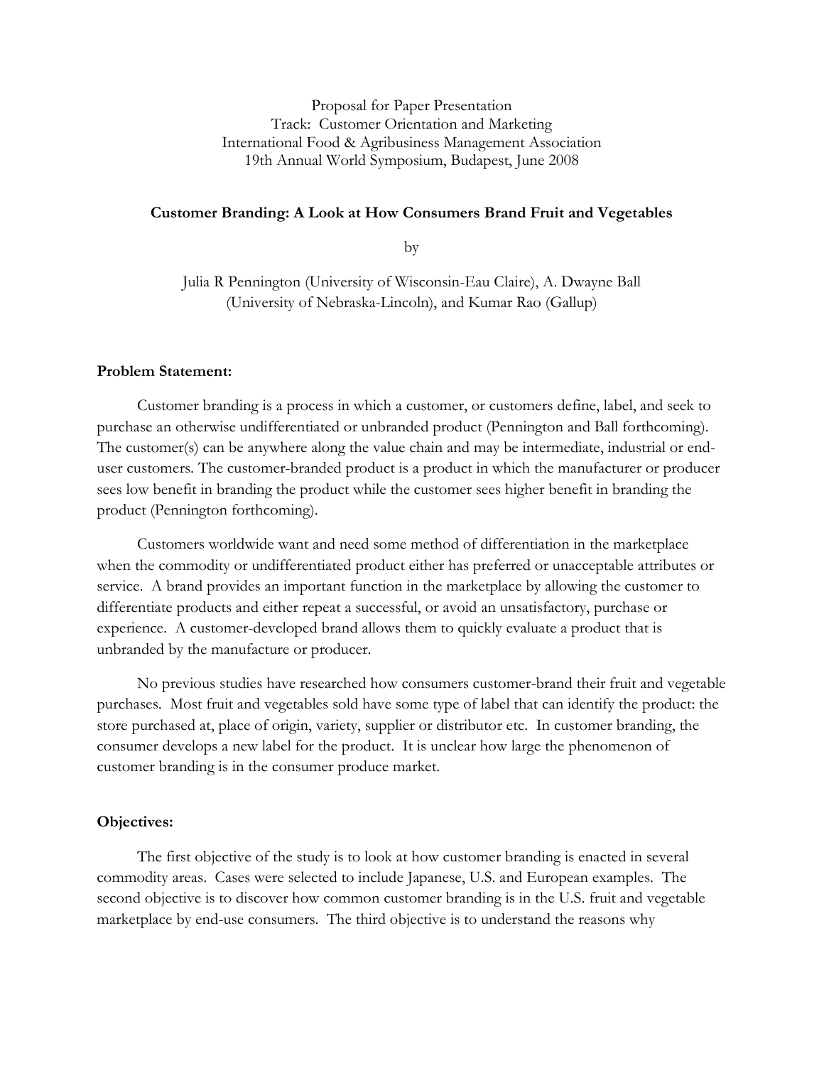Proposal for Paper Presentation
Track: Customer Orientation and Marketing
International Food & Agribusiness Management Association
19th Annual World Symposium, Budapest, June 2008

**Customer Branding: A Look at How Consumers Brand Fruit and Vegetables**

by

Julia R Pennington (University of Wisconsin-Eau Claire), A. Dwayne Ball (University of Nebraska-Lincoln), and Kumar Rao (Gallup)

**Problem Statement:**

Customer branding is a process in which a customer, or customers define, label, and seek to purchase an otherwise undifferentiated or unbranded product (Pennington and Ball forthcoming). The customer(s) can be anywhere along the value chain and may be intermediate, industrial or end-user customers. The customer-branded product is a product in which the manufacturer or producer sees low benefit in branding the product while the customer sees higher benefit in branding the product (Pennington forthcoming).

Customers worldwide want and need some method of differentiation in the marketplace when the commodity or undifferentiated product either has preferred or unacceptable attributes or service. A brand provides an important function in the marketplace by allowing the customer to differentiate products and either repeat a successful, or avoid an unsatisfactory, purchase or experience. A customer-developed brand allows them to quickly evaluate a product that is unbranded by the manufacture or producer.

No previous studies have researched how consumers customer-brand their fruit and vegetable purchases. Most fruit and vegetables sold have some type of label that can identify the product: the store purchased at, place of origin, variety, supplier or distributor etc. In customer branding, the consumer develops a new label for the product. It is unclear how large the phenomenon of customer branding is in the consumer produce market.

**Objectives:**

The first objective of the study is to look at how customer branding is enacted in several commodity areas. Cases were selected to include Japanese, U.S. and European examples. The second objective is to discover how common customer branding is in the U.S. fruit and vegetable marketplace by end-use consumers. The third objective is to understand the reasons why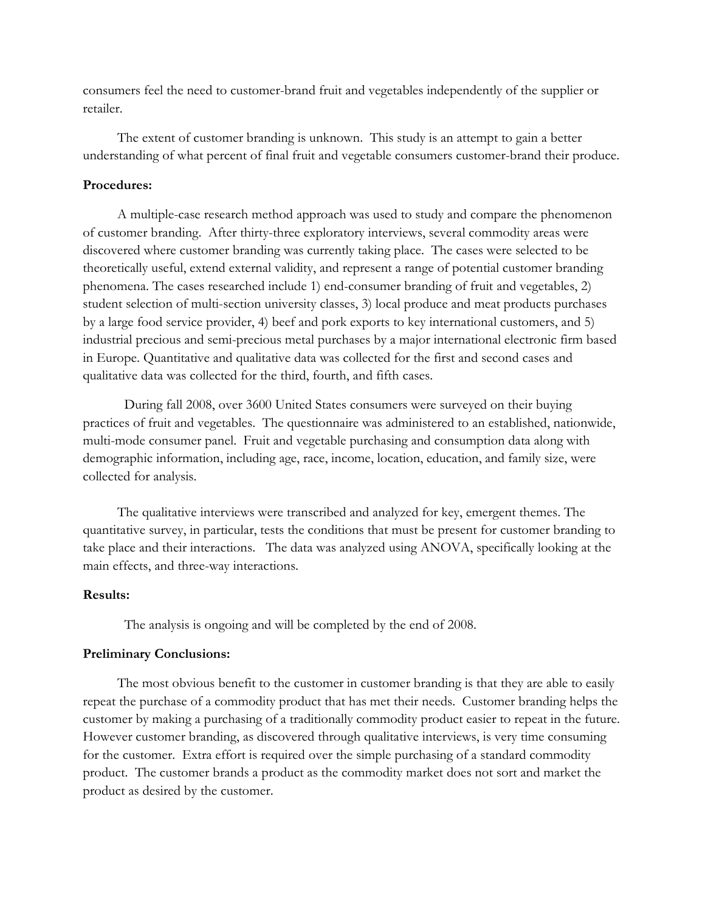consumers feel the need to customer-brand fruit and vegetables independently of the supplier or retailer.

The extent of customer branding is unknown. This study is an attempt to gain a better understanding of what percent of final fruit and vegetable consumers customer-brand their produce.

**Procedures:**

A multiple-case research method approach was used to study and compare the phenomenon of customer branding. After thirty-three exploratory interviews, several commodity areas were discovered where customer branding was currently taking place. The cases were selected to be theoretically useful, extend external validity, and represent a range of potential customer branding phenomena. The cases researched include 1) end-consumer branding of fruit and vegetables, 2) student selection of multi-section university classes, 3) local produce and meat products purchases by a large food service provider, 4) beef and pork exports to key international customers, and 5) industrial precious and semi-precious metal purchases by a major international electronic firm based in Europe. Quantitative and qualitative data was collected for the first and second cases and qualitative data was collected for the third, fourth, and fifth cases.

During fall 2008, over 3600 United States consumers were surveyed on their buying practices of fruit and vegetables. The questionnaire was administered to an established, nationwide, multi-mode consumer panel. Fruit and vegetable purchasing and consumption data along with demographic information, including age, race, income, location, education, and family size, were collected for analysis.

The qualitative interviews were transcribed and analyzed for key, emergent themes. The quantitative survey, in particular, tests the conditions that must be present for customer branding to take place and their interactions. The data was analyzed using ANOVA, specifically looking at the main effects, and three-way interactions.

**Results:**

The analysis is ongoing and will be completed by the end of 2008.

**Preliminary Conclusions:**

The most obvious benefit to the customer in customer branding is that they are able to easily repeat the purchase of a commodity product that has met their needs. Customer branding helps the customer by making a purchasing of a traditionally commodity product easier to repeat in the future. However customer branding, as discovered through qualitative interviews, is very time consuming for the customer. Extra effort is required over the simple purchasing of a standard commodity product. The customer brands a product as the commodity market does not sort and market the product as desired by the customer.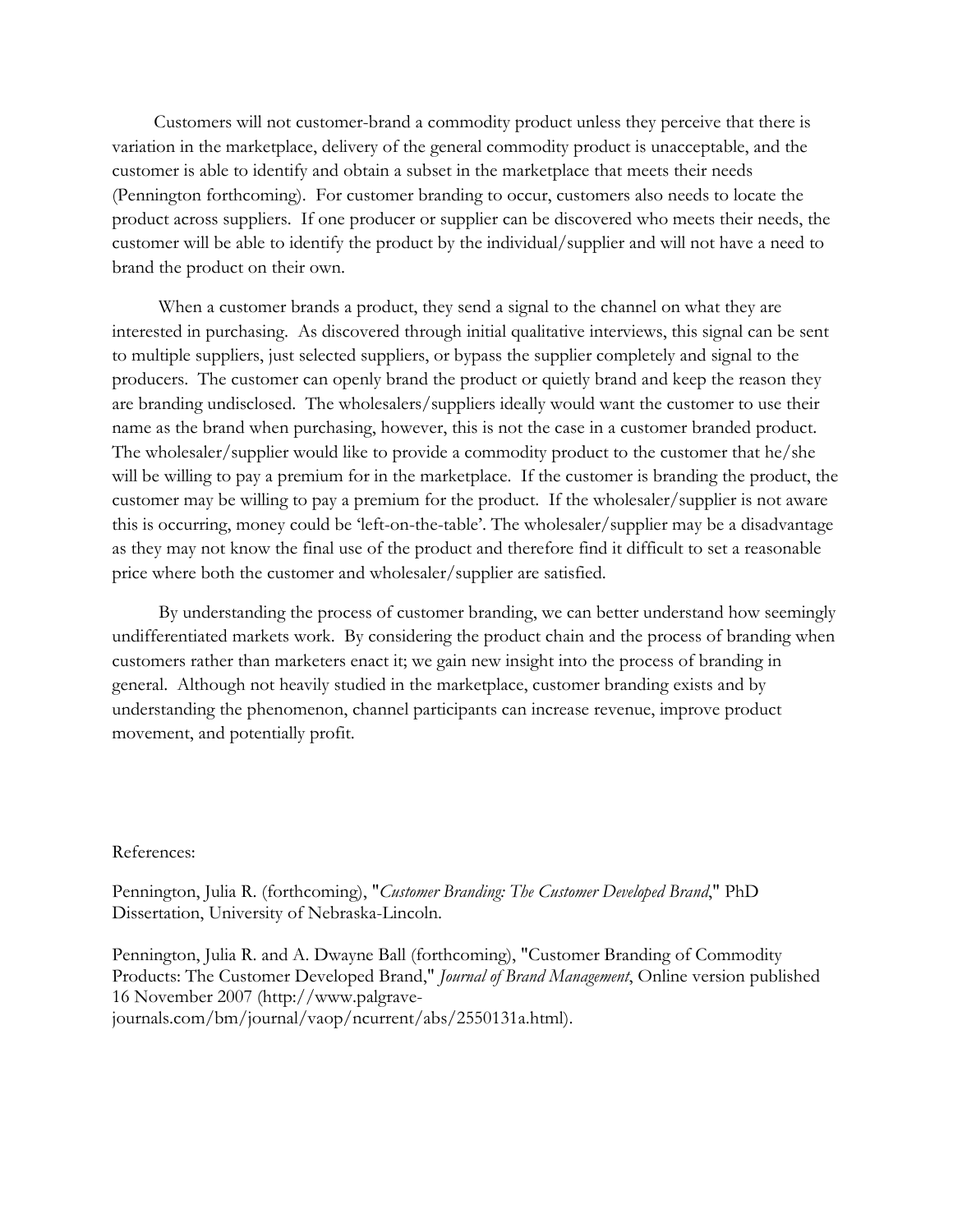Customers will not customer-brand a commodity product unless they perceive that there is variation in the marketplace, delivery of the general commodity product is unacceptable, and the customer is able to identify and obtain a subset in the marketplace that meets their needs (Pennington forthcoming). For customer branding to occur, customers also needs to locate the product across suppliers. If one producer or supplier can be discovered who meets their needs, the customer will be able to identify the product by the individual/supplier and will not have a need to brand the product on their own.

When a customer brands a product, they send a signal to the channel on what they are interested in purchasing. As discovered through initial qualitative interviews, this signal can be sent to multiple suppliers, just selected suppliers, or bypass the supplier completely and signal to the producers. The customer can openly brand the product or quietly brand and keep the reason they are branding undisclosed. The wholesalers/suppliers ideally would want the customer to use their name as the brand when purchasing, however, this is not the case in a customer branded product. The wholesaler/supplier would like to provide a commodity product to the customer that he/she will be willing to pay a premium for in the marketplace. If the customer is branding the product, the customer may be willing to pay a premium for the product. If the wholesaler/supplier is not aware this is occurring, money could be 'left-on-the-table'. The wholesaler/supplier may be a disadvantage as they may not know the final use of the product and therefore find it difficult to set a reasonable price where both the customer and wholesaler/supplier are satisfied.

By understanding the process of customer branding, we can better understand how seemingly undifferentiated markets work. By considering the product chain and the process of branding when customers rather than marketers enact it; we gain new insight into the process of branding in general. Although not heavily studied in the marketplace, customer branding exists and by understanding the phenomenon, channel participants can increase revenue, improve product movement, and potentially profit.

References:

Pennington, Julia R. (forthcoming), "*Customer Branding: The Customer Developed Brand*," PhD Dissertation, University of Nebraska-Lincoln.

Pennington, Julia R. and A. Dwayne Ball (forthcoming), "Customer Branding of Commodity Products: The Customer Developed Brand," *Journal of Brand Management*, Online version published 16 November 2007 (http://www.palgrave-journals.com/bm/journal/vaop/ncurrent/abs/2550131a.html).